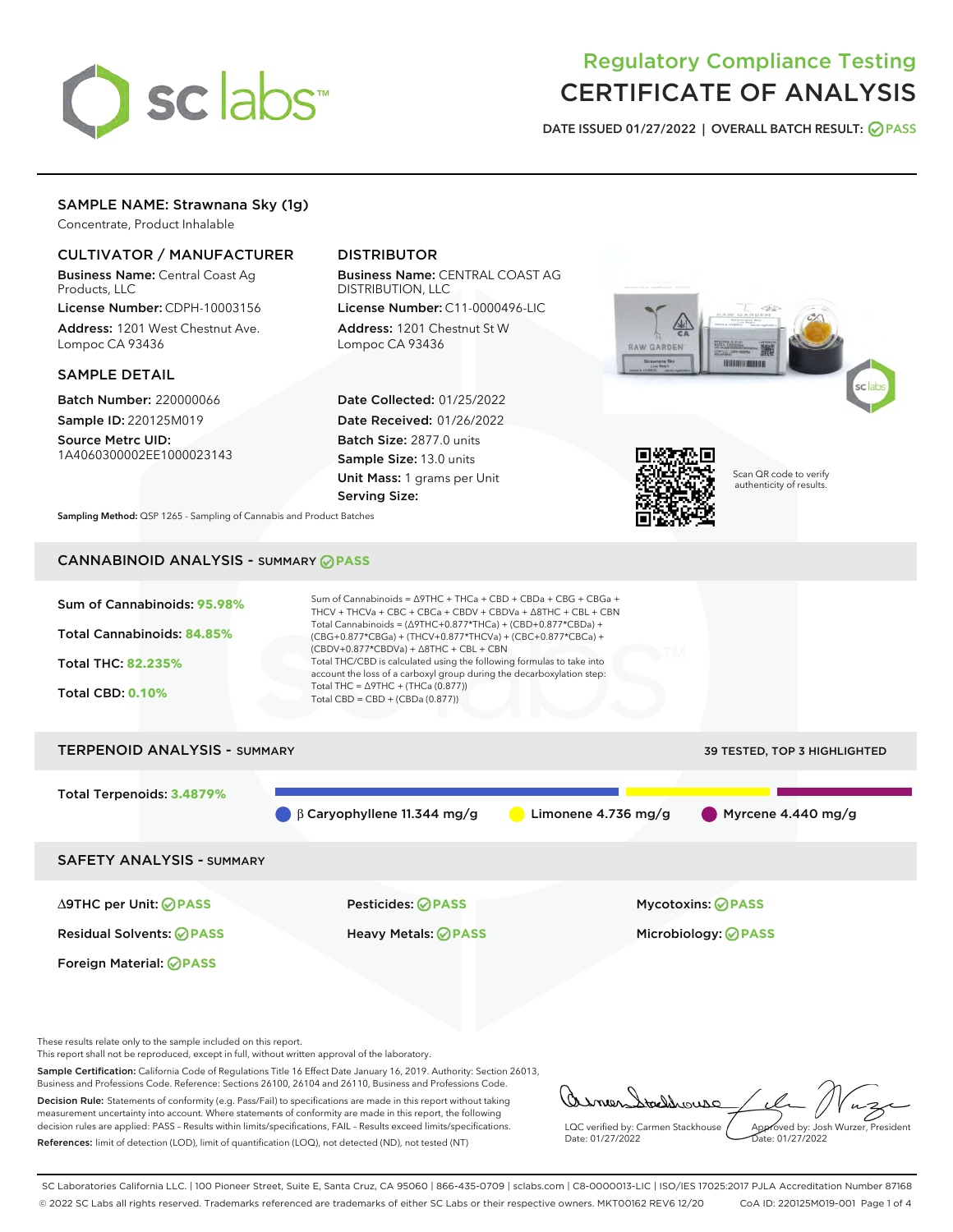# Regulatory Compliance Testing
# CERTIFICATE OF ANALYSIS

DATE ISSUED 01/27/2022 | OVERALL BATCH RESULT: PASS

## SAMPLE NAME: Strawnana Sky (1g)

Concentrate, Product Inhalable

### CULTIVATOR / MANUFACTURER

**Business Name:** Central Coast Ag Products, LLC

**License Number:** CDPH-10003156

**Address:** 1201 West Chestnut Ave. Lompoc CA 93436

### DISTRIBUTOR

**Business Name:** CENTRAL COAST AG DISTRIBUTION, LLC

**License Number:** C11-0000496-LIC

**Address:** 1201 Chestnut St W Lompoc CA 93436

### SAMPLE DETAIL

**Batch Number:** 220000066

**Sample ID:** 220125M019

**Source Metrc UID:** 1A4060300002EE1000023143

**Date Collected:** 01/25/2022

**Date Received:** 01/26/2022

**Batch Size:** 2877.0 units

**Sample Size:** 13.0 units

**Unit Mass:** 1 grams per Unit

**Serving Size:**

Scan QR code to verify authenticity of results.

**Sampling Method:** QSP 1265 - Sampling of Cannabis and Product Batches

## CANNABINOID ANALYSIS - SUMMARY PASS

Sum of Cannabinoids: **95.98%**

Total Cannabinoids: **84.85%**

Total THC: **82.235%**

Total CBD: **0.10%**

Sum of Cannabinoids = Δ9THC + THCa + CBD + CBDa + CBG + CBGa + THCV + THCVa + CBC + CBCa + CBDV + CBDVa + Δ8THC + CBL + CBN

Total Cannabinoids = (Δ9THC+0.877*THCa) + (CBD+0.877*CBDa) + (CBG+0.877*CBGa) + (THCV+0.877*THCVa) + (CBC+0.877*CBCa) + (CBDV+0.877*CBDVa) + Δ8THC + CBL + CBN

Total THC/CBD is calculated using the following formulas to take into account the loss of a carboxyl group during the decarboxylation step:

Total THC = Δ9THC + (THCa (0.877))

Total CBD = CBD + (CBDa (0.877))

## TERPENOID ANALYSIS - SUMMARY

39 TESTED, TOP 3 HIGHLIGHTED

Total Terpenoids: **3.4879%**

β Caryophyllene 11.344 mg/g | Limonene 4.736 mg/g | Myrcene 4.440 mg/g

## SAFETY ANALYSIS - SUMMARY

| | | |
|---|---|---|
| Δ9THC per Unit: PASS | Pesticides: PASS | Mycotoxins: PASS |
| Residual Solvents: PASS | Heavy Metals: PASS | Microbiology: PASS |
| Foreign Material: PASS | | |

These results relate only to the sample included on this report.
This report shall not be reproduced, except in full, without written approval of the laboratory.

**Sample Certification:** California Code of Regulations Title 16 Effect Date January 16, 2019. Authority: Section 26013, Business and Professions Code. Reference: Sections 26100, 26104 and 26110, Business and Professions Code.

**Decision Rule:** Statements of conformity (e.g. Pass/Fail) to specifications are made in this report without taking measurement uncertainty into account. Where statements of conformity are made in this report, the following decision rules are applied: PASS – Results within limits/specifications, FAIL – Results exceed limits/specifications.

**References:** limit of detection (LOD), limit of quantification (LOQ), not detected (ND), not tested (NT)

LQC verified by: Carmen Stackhouse
Date: 01/27/2022

Approved by: Josh Wurzer, President
Date: 01/27/2022

SC Laboratories California LLC. | 100 Pioneer Street, Suite E, Santa Cruz, CA 95060 | 866-435-0709 | sclabs.com | C8-0000013-LIC | ISO/IES 17025:2017 PJLA Accreditation Number 87168
© 2022 SC Labs all rights reserved. Trademarks referenced are trademarks of either SC Labs or their respective owners. MKT00162 REV6 12/20 CoA ID: 220125M019-001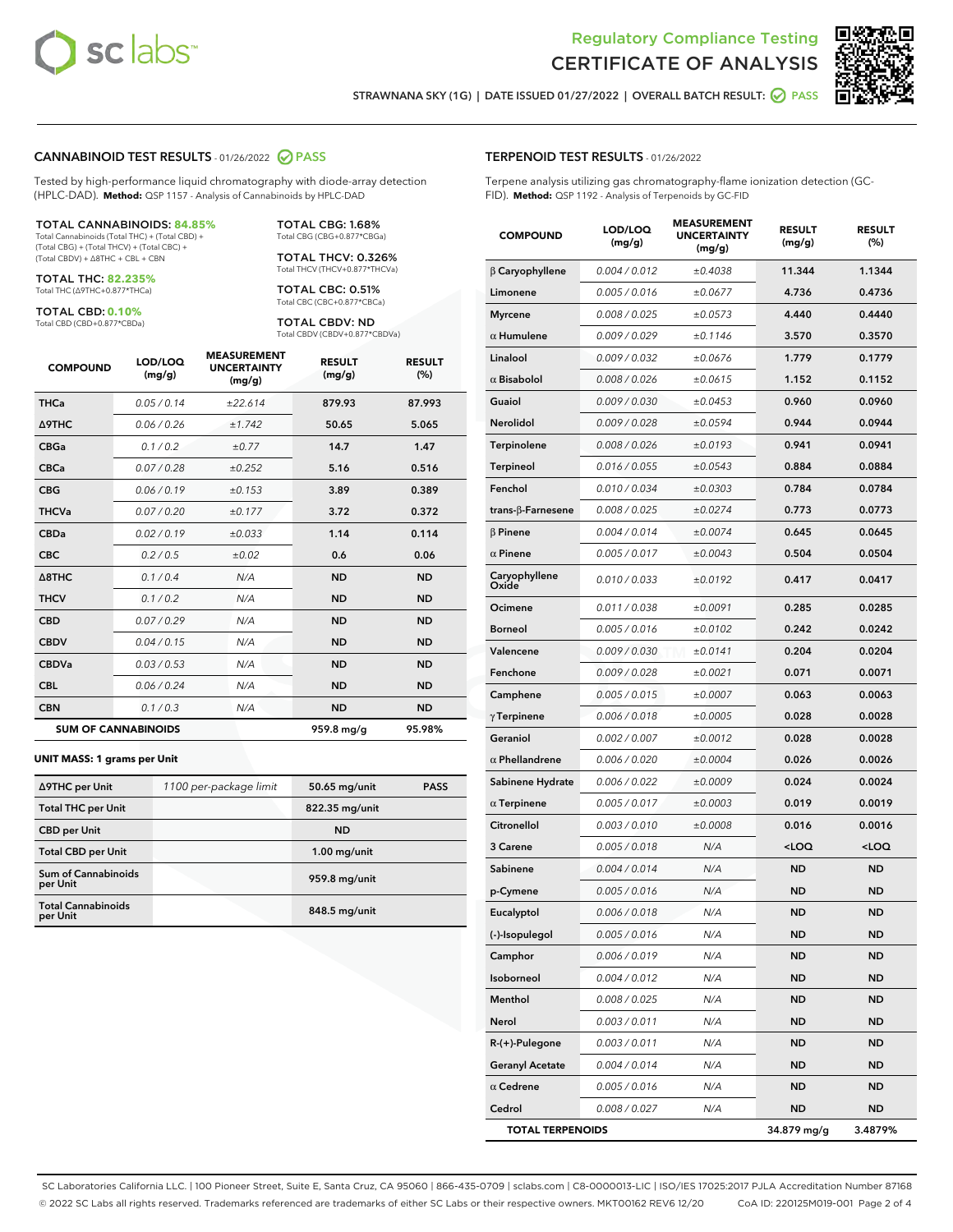# Regulatory Compliance Testing
# CERTIFICATE OF ANALYSIS

STRAWNANA SKY (1G) | DATE ISSUED 01/27/2022 | OVERALL BATCH RESULT: PASS

## CANNABINOID TEST RESULTS - 01/26/2022 PASS

Tested by high-performance liquid chromatography with diode-array detection (HPLC-DAD). **Method:** QSP 1157 - Analysis of Cannabinoids by HPLC-DAD

**TOTAL CANNABINOIDS: 84.85%**
Total Cannabinoids (Total THC) + (Total CBD) + (Total CBG) + (Total THCV) + (Total CBC) + (Total CBDV) + Δ8THC + CBL + CBN

**TOTAL THC: 82.235%**
Total THC (Δ9THC+0.877*THCa)

**TOTAL CBD: 0.10%**
Total CBD (CBD+0.877*CBDa)

**TOTAL CBG: 1.68%**
Total CBG (CBG+0.877*CBGa)

**TOTAL THCV: 0.326%**
Total THCV (THCV+0.877*THCVa)

**TOTAL CBC: 0.51%**
Total CBC (CBC+0.877*CBCa)

**TOTAL CBDV: ND**
Total CBDV (CBDV+0.877*CBDVa)

| COMPOUND | LOD/LOQ (mg/g) | MEASUREMENT UNCERTAINTY (mg/g) | RESULT (mg/g) | RESULT (%) |
|---|---|---|---|---|
| THCa | 0.05 / 0.14 | ±22.614 | 879.93 | 87.993 |
| Δ9THC | 0.06 / 0.26 | ±1.742 | 50.65 | 5.065 |
| CBGa | 0.1 / 0.2 | ±0.77 | 14.7 | 1.47 |
| CBCa | 0.07 / 0.28 | ±0.252 | 5.16 | 0.516 |
| CBG | 0.06 / 0.19 | ±0.153 | 3.89 | 0.389 |
| THCVa | 0.07 / 0.20 | ±0.177 | 3.72 | 0.372 |
| CBDa | 0.02 / 0.19 | ±0.033 | 1.14 | 0.114 |
| CBC | 0.2 / 0.5 | ±0.02 | 0.6 | 0.06 |
| Δ8THC | 0.1 / 0.4 | N/A | ND | ND |
| THCV | 0.1 / 0.2 | N/A | ND | ND |
| CBD | 0.07 / 0.29 | N/A | ND | ND |
| CBDV | 0.04 / 0.15 | N/A | ND | ND |
| CBDVa | 0.03 / 0.53 | N/A | ND | ND |
| CBL | 0.06 / 0.24 | N/A | ND | ND |
| CBN | 0.1 / 0.3 | N/A | ND | ND |
| **SUM OF CANNABINOIDS** | | | **959.8 mg/g** | **95.98%** |

**UNIT MASS: 1 grams per Unit**

| | | | |
|---|---|---|---|
| Δ9THC per Unit | 1100 per-package limit | 50.65 mg/unit | PASS |
| Total THC per Unit | | 822.35 mg/unit | |
| CBD per Unit | | ND | |
| Total CBD per Unit | | 1.00 mg/unit | |
| Sum of Cannabinoids per Unit | | 959.8 mg/unit | |
| Total Cannabinoids per Unit | | 848.5 mg/unit | |

## TERPENOID TEST RESULTS - 01/26/2022

Terpene analysis utilizing gas chromatography-flame ionization detection (GC-FID). **Method:** QSP 1192 - Analysis of Terpenoids by GC-FID

| COMPOUND | LOD/LOQ (mg/g) | MEASUREMENT UNCERTAINTY (mg/g) | RESULT (mg/g) | RESULT (%) |
|---|---|---|---|---|
| β Caryophyllene | 0.004 / 0.012 | ±0.4038 | 11.344 | 1.1344 |
| Limonene | 0.005 / 0.016 | ±0.0677 | 4.736 | 0.4736 |
| Myrcene | 0.008 / 0.025 | ±0.0573 | 4.440 | 0.4440 |
| α Humulene | 0.009 / 0.029 | ±0.1146 | 3.570 | 0.3570 |
| Linalool | 0.009 / 0.032 | ±0.0676 | 1.779 | 0.1779 |
| α Bisabolol | 0.008 / 0.026 | ±0.0615 | 1.152 | 0.1152 |
| Guaiol | 0.009 / 0.030 | ±0.0453 | 0.960 | 0.0960 |
| Nerolidol | 0.009 / 0.028 | ±0.0594 | 0.944 | 0.0944 |
| Terpinolene | 0.008 / 0.026 | ±0.0193 | 0.941 | 0.0941 |
| Terpineol | 0.016 / 0.055 | ±0.0543 | 0.884 | 0.0884 |
| Fenchol | 0.010 / 0.034 | ±0.0303 | 0.784 | 0.0784 |
| trans-β-Farnesene | 0.008 / 0.025 | ±0.0274 | 0.773 | 0.0773 |
| β Pinene | 0.004 / 0.014 | ±0.0074 | 0.645 | 0.0645 |
| α Pinene | 0.005 / 0.017 | ±0.0043 | 0.504 | 0.0504 |
| Caryophyllene Oxide | 0.010 / 0.033 | ±0.0192 | 0.417 | 0.0417 |
| Ocimene | 0.011 / 0.038 | ±0.0091 | 0.285 | 0.0285 |
| Borneol | 0.005 / 0.016 | ±0.0102 | 0.242 | 0.0242 |
| Valencene | 0.009 / 0.030 | ±0.0141 | 0.204 | 0.0204 |
| Fenchone | 0.009 / 0.028 | ±0.0021 | 0.071 | 0.0071 |
| Camphene | 0.005 / 0.015 | ±0.0007 | 0.063 | 0.0063 |
| γ Terpinene | 0.006 / 0.018 | ±0.0005 | 0.028 | 0.0028 |
| Geraniol | 0.002 / 0.007 | ±0.0012 | 0.028 | 0.0028 |
| α Phellandrene | 0.006 / 0.020 | ±0.0004 | 0.026 | 0.0026 |
| Sabinene Hydrate | 0.006 / 0.022 | ±0.0009 | 0.024 | 0.0024 |
| α Terpinene | 0.005 / 0.017 | ±0.0003 | 0.019 | 0.0019 |
| Citronellol | 0.003 / 0.010 | ±0.0008 | 0.016 | 0.0016 |
| 3 Carene | 0.005 / 0.018 | N/A | <LOQ | <LOQ |
| Sabinene | 0.004 / 0.014 | N/A | ND | ND |
| p-Cymene | 0.005 / 0.016 | N/A | ND | ND |
| Eucalyptol | 0.006 / 0.018 | N/A | ND | ND |
| (-)-Isopulegol | 0.005 / 0.016 | N/A | ND | ND |
| Camphor | 0.006 / 0.019 | N/A | ND | ND |
| Isoborneol | 0.004 / 0.012 | N/A | ND | ND |
| Menthol | 0.008 / 0.025 | N/A | ND | ND |
| Nerol | 0.003 / 0.011 | N/A | ND | ND |
| R-(+)-Pulegone | 0.003 / 0.011 | N/A | ND | ND |
| Geranyl Acetate | 0.004 / 0.014 | N/A | ND | ND |
| α Cedrene | 0.005 / 0.016 | N/A | ND | ND |
| Cedrol | 0.008 / 0.027 | N/A | ND | ND |
| **TOTAL TERPENOIDS** | | | **34.879 mg/g** | **3.4879%** |

SC Laboratories California LLC. | 100 Pioneer Street, Suite E, Santa Cruz, CA 95060 | 866-435-0709 | sclabs.com | C8-0000013-LIC | ISO/IES 17025:2017 PJLA Accreditation Number 87168
© 2022 SC Labs all rights reserved. Trademarks referenced are trademarks of either SC Labs or their respective owners. MKT00162 REV6 12/20 CoA ID: 220125M019-001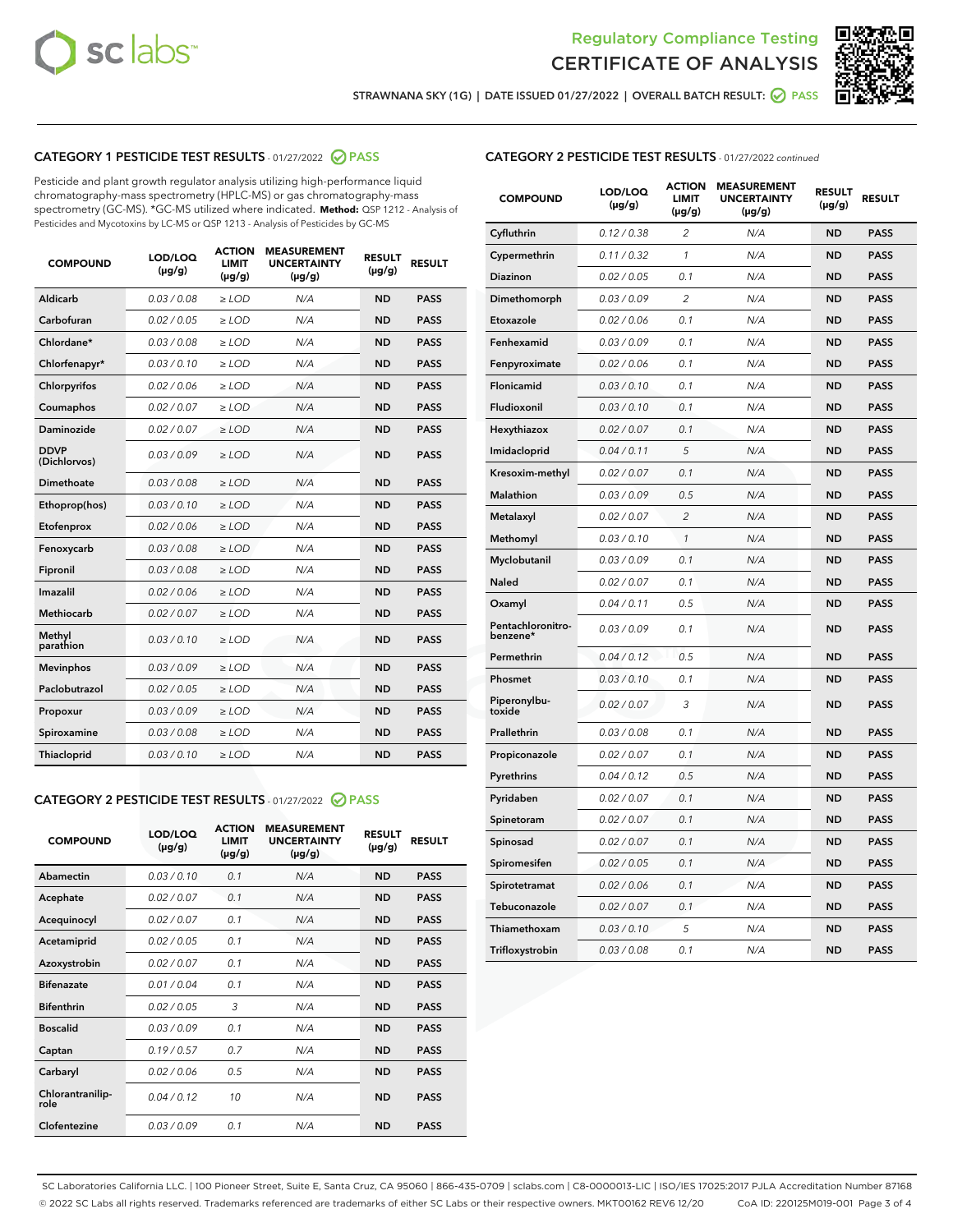STRAWNANA SKY (1G) | DATE ISSUED 01/27/2022 | OVERALL BATCH RESULT: PASS

## CATEGORY 1 PESTICIDE TEST RESULTS - 01/27/2022 PASS

Pesticide and plant growth regulator analysis utilizing high-performance liquid chromatography-mass spectrometry (HPLC-MS) or gas chromatography-mass spectrometry (GC-MS). *GC-MS utilized where indicated. **Method:** QSP 1212 - Analysis of Pesticides and Mycotoxins by LC-MS or QSP 1213 - Analysis of Pesticides by GC-MS

| COMPOUND | LOD/LOQ (µg/g) | ACTION LIMIT (µg/g) | MEASUREMENT UNCERTAINTY (µg/g) | RESULT (µg/g) | RESULT |
|---|---|---|---|---|---|
| Aldicarb | 0.03 / 0.08 | ≥ LOD | N/A | ND | PASS |
| Carbofuran | 0.02 / 0.05 | ≥ LOD | N/A | ND | PASS |
| Chlordane* | 0.03 / 0.08 | ≥ LOD | N/A | ND | PASS |
| Chlorfenapyr* | 0.03 / 0.10 | ≥ LOD | N/A | ND | PASS |
| Chlorpyrifos | 0.02 / 0.06 | ≥ LOD | N/A | ND | PASS |
| Coumaphos | 0.02 / 0.07 | ≥ LOD | N/A | ND | PASS |
| Daminozide | 0.02 / 0.07 | ≥ LOD | N/A | ND | PASS |
| DDVP (Dichlorvos) | 0.03 / 0.09 | ≥ LOD | N/A | ND | PASS |
| Dimethoate | 0.03 / 0.08 | ≥ LOD | N/A | ND | PASS |
| Ethoprop(hos) | 0.03 / 0.10 | ≥ LOD | N/A | ND | PASS |
| Etofenprox | 0.02 / 0.06 | ≥ LOD | N/A | ND | PASS |
| Fenoxycarb | 0.03 / 0.08 | ≥ LOD | N/A | ND | PASS |
| Fipronil | 0.03 / 0.08 | ≥ LOD | N/A | ND | PASS |
| Imazalil | 0.02 / 0.06 | ≥ LOD | N/A | ND | PASS |
| Methiocarb | 0.02 / 0.07 | ≥ LOD | N/A | ND | PASS |
| Methyl parathion | 0.03 / 0.10 | ≥ LOD | N/A | ND | PASS |
| Mevinphos | 0.03 / 0.09 | ≥ LOD | N/A | ND | PASS |
| Paclobutrazol | 0.02 / 0.05 | ≥ LOD | N/A | ND | PASS |
| Propoxur | 0.03 / 0.09 | ≥ LOD | N/A | ND | PASS |
| Spiroxamine | 0.03 / 0.08 | ≥ LOD | N/A | ND | PASS |
| Thiacloprid | 0.03 / 0.10 | ≥ LOD | N/A | ND | PASS |

## CATEGORY 2 PESTICIDE TEST RESULTS - 01/27/2022 PASS

| COMPOUND | LOD/LOQ (µg/g) | ACTION LIMIT (µg/g) | MEASUREMENT UNCERTAINTY (µg/g) | RESULT (µg/g) | RESULT |
|---|---|---|---|---|---|
| Abamectin | 0.03 / 0.10 | 0.1 | N/A | ND | PASS |
| Acephate | 0.02 / 0.07 | 0.1 | N/A | ND | PASS |
| Acequinocyl | 0.02 / 0.07 | 0.1 | N/A | ND | PASS |
| Acetamiprid | 0.02 / 0.05 | 0.1 | N/A | ND | PASS |
| Azoxystrobin | 0.02 / 0.07 | 0.1 | N/A | ND | PASS |
| Bifenazate | 0.01 / 0.04 | 0.1 | N/A | ND | PASS |
| Bifenthrin | 0.02 / 0.05 | 3 | N/A | ND | PASS |
| Boscalid | 0.03 / 0.09 | 0.1 | N/A | ND | PASS |
| Captan | 0.19 / 0.57 | 0.7 | N/A | ND | PASS |
| Carbaryl | 0.02 / 0.06 | 0.5 | N/A | ND | PASS |
| Chlorantraniliprole | 0.04 / 0.12 | 10 | N/A | ND | PASS |
| Clofentezine | 0.03 / 0.09 | 0.1 | N/A | ND | PASS |
| Cyfluthrin | 0.12 / 0.38 | 2 | N/A | ND | PASS |
| Cypermethrin | 0.11 / 0.32 | 1 | N/A | ND | PASS |
| Diazinon | 0.02 / 0.05 | 0.1 | N/A | ND | PASS |
| Dimethomorph | 0.03 / 0.09 | 2 | N/A | ND | PASS |
| Etoxazole | 0.02 / 0.06 | 0.1 | N/A | ND | PASS |
| Fenhexamid | 0.03 / 0.09 | 0.1 | N/A | ND | PASS |
| Fenpyroximate | 0.02 / 0.06 | 0.1 | N/A | ND | PASS |
| Flonicamid | 0.03 / 0.10 | 0.1 | N/A | ND | PASS |
| Fludioxonil | 0.03 / 0.10 | 0.1 | N/A | ND | PASS |
| Hexythiazox | 0.02 / 0.07 | 0.1 | N/A | ND | PASS |
| Imidacloprid | 0.04 / 0.11 | 5 | N/A | ND | PASS |
| Kresoxim-methyl | 0.02 / 0.07 | 0.1 | N/A | ND | PASS |
| Malathion | 0.03 / 0.09 | 0.5 | N/A | ND | PASS |
| Metalaxyl | 0.02 / 0.07 | 2 | N/A | ND | PASS |
| Methomyl | 0.03 / 0.10 | 1 | N/A | ND | PASS |
| Myclobutanil | 0.03 / 0.09 | 0.1 | N/A | ND | PASS |
| Naled | 0.02 / 0.07 | 0.1 | N/A | ND | PASS |
| Oxamyl | 0.04 / 0.11 | 0.5 | N/A | ND | PASS |
| Pentachloronitrobenzene* | 0.03 / 0.09 | 0.1 | N/A | ND | PASS |
| Permethrin | 0.04 / 0.12 | 0.5 | N/A | ND | PASS |
| Phosmet | 0.03 / 0.10 | 0.1 | N/A | ND | PASS |
| Piperonylbutoxide | 0.02 / 0.07 | 3 | N/A | ND | PASS |
| Prallethrin | 0.03 / 0.08 | 0.1 | N/A | ND | PASS |
| Propiconazole | 0.02 / 0.07 | 0.1 | N/A | ND | PASS |
| Pyrethrins | 0.04 / 0.12 | 0.5 | N/A | ND | PASS |
| Pyridaben | 0.02 / 0.07 | 0.1 | N/A | ND | PASS |
| Spinetoram | 0.02 / 0.07 | 0.1 | N/A | ND | PASS |
| Spinosad | 0.02 / 0.07 | 0.1 | N/A | ND | PASS |
| Spiromesifen | 0.02 / 0.05 | 0.1 | N/A | ND | PASS |
| Spirotetramat | 0.02 / 0.06 | 0.1 | N/A | ND | PASS |
| Tebuconazole | 0.02 / 0.07 | 0.1 | N/A | ND | PASS |
| Thiamethoxam | 0.03 / 0.10 | 5 | N/A | ND | PASS |
| Trifloxystrobin | 0.03 / 0.08 | 0.1 | N/A | ND | PASS |

SC Laboratories California LLC. | 100 Pioneer Street, Suite E, Santa Cruz, CA 95060 | 866-435-0709 | sclabs.com | C8-0000013-LIC | ISO/IES 17025:2017 PJLA Accreditation Number 87168
© 2022 SC Labs all rights reserved. Trademarks referenced are trademarks of either SC Labs or their respective owners. MKT00162 REV6 12/20 CoA ID: 220125M019-001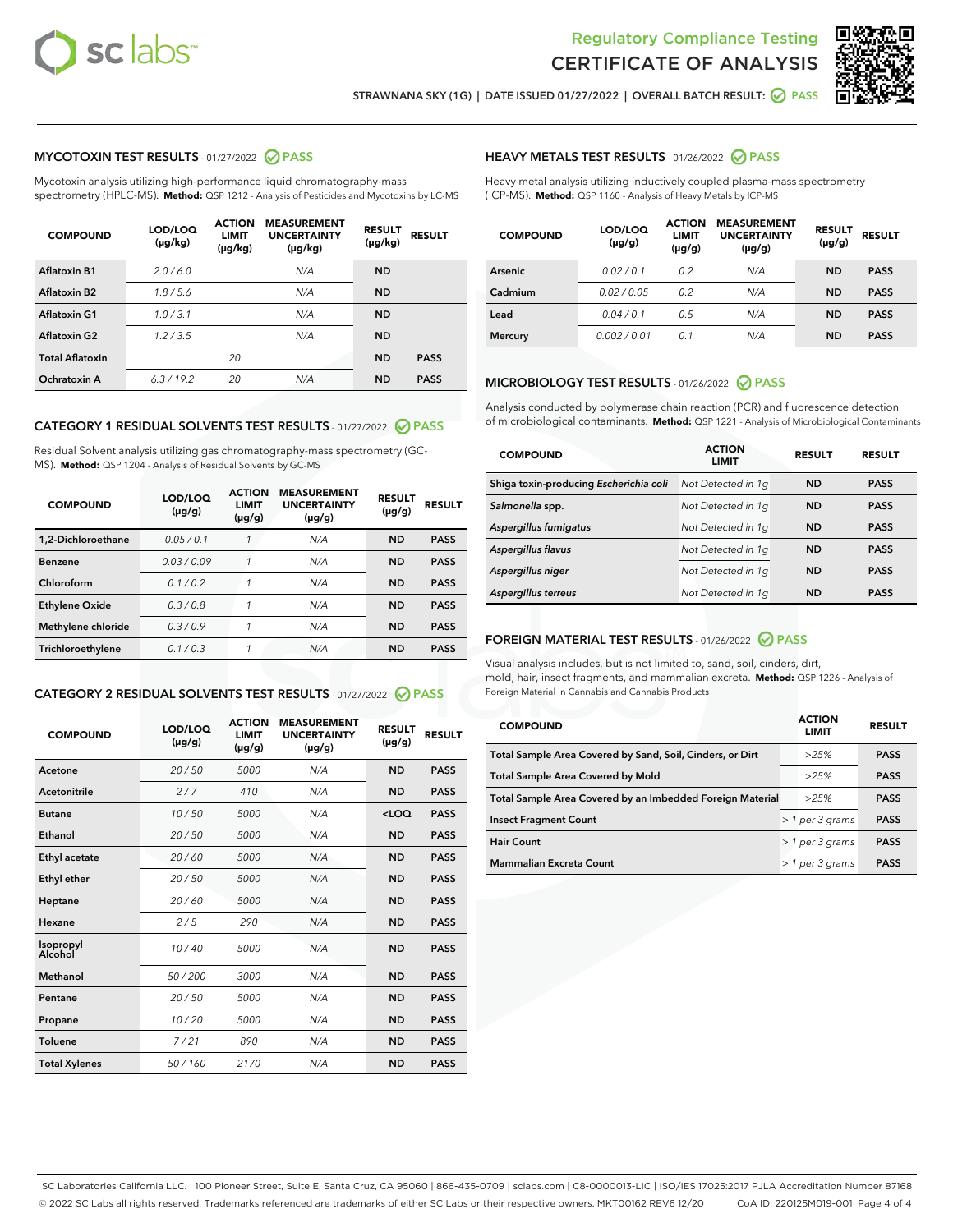Regulatory Compliance Testing

# CERTIFICATE OF ANALYSIS

STRAWNANA SKY (1G) | DATE ISSUED 01/27/2022 | OVERALL BATCH RESULT: PASS

## MYCOTOXIN TEST RESULTS - 01/27/2022 PASS

Mycotoxin analysis utilizing high-performance liquid chromatography-mass spectrometry (HPLC-MS). **Method:** QSP 1212 - Analysis of Pesticides and Mycotoxins by LC-MS

| COMPOUND | LOD/LOQ (μg/kg) | ACTION LIMIT (μg/kg) | MEASUREMENT UNCERTAINTY (μg/kg) | RESULT (μg/kg) | RESULT |
|---|---|---|---|---|---|
| Aflatoxin B1 | 2.0 / 6.0 | | N/A | ND | |
| Aflatoxin B2 | 1.8 / 5.6 | | N/A | ND | |
| Aflatoxin G1 | 1.0 / 3.1 | | N/A | ND | |
| Aflatoxin G2 | 1.2 / 3.5 | | N/A | ND | |
| Total Aflatoxin | | 20 | | ND | PASS |
| Ochratoxin A | 6.3 / 19.2 | 20 | N/A | ND | PASS |

## CATEGORY 1 RESIDUAL SOLVENTS TEST RESULTS - 01/27/2022 PASS

Residual Solvent analysis utilizing gas chromatography-mass spectrometry (GC-MS). **Method:** QSP 1204 - Analysis of Residual Solvents by GC-MS

| COMPOUND | LOD/LOQ (μg/g) | ACTION LIMIT (μg/g) | MEASUREMENT UNCERTAINTY (μg/g) | RESULT (μg/g) | RESULT |
|---|---|---|---|---|---|
| 1,2-Dichloroethane | 0.05 / 0.1 | 1 | N/A | ND | PASS |
| Benzene | 0.03 / 0.09 | 1 | N/A | ND | PASS |
| Chloroform | 0.1 / 0.2 | 1 | N/A | ND | PASS |
| Ethylene Oxide | 0.3 / 0.8 | 1 | N/A | ND | PASS |
| Methylene chloride | 0.3 / 0.9 | 1 | N/A | ND | PASS |
| Trichloroethylene | 0.1 / 0.3 | 1 | N/A | ND | PASS |

## CATEGORY 2 RESIDUAL SOLVENTS TEST RESULTS - 01/27/2022 PASS

| COMPOUND | LOD/LOQ (μg/g) | ACTION LIMIT (μg/g) | MEASUREMENT UNCERTAINTY (μg/g) | RESULT (μg/g) | RESULT |
|---|---|---|---|---|---|
| Acetone | 20 / 50 | 5000 | N/A | ND | PASS |
| Acetonitrile | 2 / 7 | 410 | N/A | ND | PASS |
| Butane | 10 / 50 | 5000 | N/A | <LOQ | PASS |
| Ethanol | 20 / 50 | 5000 | N/A | ND | PASS |
| Ethyl acetate | 20 / 60 | 5000 | N/A | ND | PASS |
| Ethyl ether | 20 / 50 | 5000 | N/A | ND | PASS |
| Heptane | 20 / 60 | 5000 | N/A | ND | PASS |
| Hexane | 2 / 5 | 290 | N/A | ND | PASS |
| Isopropyl Alcohol | 10 / 40 | 5000 | N/A | ND | PASS |
| Methanol | 50 / 200 | 3000 | N/A | ND | PASS |
| Pentane | 20 / 50 | 5000 | N/A | ND | PASS |
| Propane | 10 / 20 | 5000 | N/A | ND | PASS |
| Toluene | 7 / 21 | 890 | N/A | ND | PASS |
| Total Xylenes | 50 / 160 | 2170 | N/A | ND | PASS |

## HEAVY METALS TEST RESULTS - 01/26/2022 PASS

Heavy metal analysis utilizing inductively coupled plasma-mass spectrometry (ICP-MS). **Method:** QSP 1160 - Analysis of Heavy Metals by ICP-MS

| COMPOUND | LOD/LOQ (μg/g) | ACTION LIMIT (μg/g) | MEASUREMENT UNCERTAINTY (μg/g) | RESULT (μg/g) | RESULT |
|---|---|---|---|---|---|
| Arsenic | 0.02 / 0.1 | 0.2 | N/A | ND | PASS |
| Cadmium | 0.02 / 0.05 | 0.2 | N/A | ND | PASS |
| Lead | 0.04 / 0.1 | 0.5 | N/A | ND | PASS |
| Mercury | 0.002 / 0.01 | 0.1 | N/A | ND | PASS |

## MICROBIOLOGY TEST RESULTS - 01/26/2022 PASS

Analysis conducted by polymerase chain reaction (PCR) and fluorescence detection of microbiological contaminants. **Method:** QSP 1221 - Analysis of Microbiological Contaminants

| COMPOUND | ACTION LIMIT | RESULT | RESULT |
|---|---|---|---|
| Shiga toxin-producing *Escherichia coli* | Not Detected in 1g | ND | PASS |
| *Salmonella* spp. | Not Detected in 1g | ND | PASS |
| *Aspergillus fumigatus* | Not Detected in 1g | ND | PASS |
| *Aspergillus flavus* | Not Detected in 1g | ND | PASS |
| *Aspergillus niger* | Not Detected in 1g | ND | PASS |
| *Aspergillus terreus* | Not Detected in 1g | ND | PASS |

## FOREIGN MATERIAL TEST RESULTS - 01/26/2022 PASS

Visual analysis includes, but is not limited to, sand, soil, cinders, dirt, mold, hair, insect fragments, and mammalian excreta. **Method:** QSP 1226 - Analysis of Foreign Material in Cannabis and Cannabis Products

| COMPOUND | ACTION LIMIT | RESULT |
|---|---|---|
| Total Sample Area Covered by Sand, Soil, Cinders, or Dirt | >25% | PASS |
| Total Sample Area Covered by Mold | >25% | PASS |
| Total Sample Area Covered by an Imbedded Foreign Material | >25% | PASS |
| Insect Fragment Count | > 1 per 3 grams | PASS |
| Hair Count | > 1 per 3 grams | PASS |
| Mammalian Excreta Count | > 1 per 3 grams | PASS |

SC Laboratories California LLC. | 100 Pioneer Street, Suite E, Santa Cruz, CA 95060 | 866-435-0709 | sclabs.com | C8-0000013-LIC | ISO/IES 17025:2017 PJLA Accreditation Number 87168
© 2022 SC Labs all rights reserved. Trademarks referenced are trademarks of either SC Labs or their respective owners. MKT00162 REV6 12/20 CoA ID: 220125M019-001